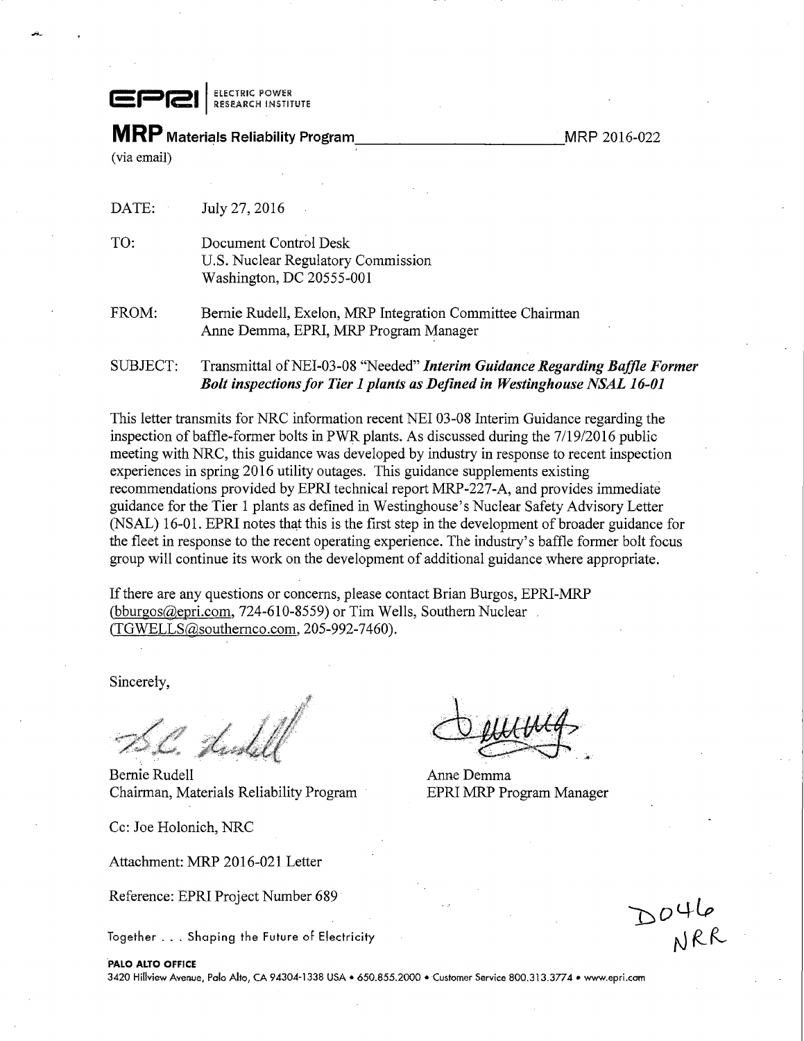EPRI | ELECTRIC POWER RESEARCH INSTITUTE

**MRP** **Materials Reliability Program** MRP 2016-022

(via email)

DATE: July 27, 2016

TO: Document Control Desk
U.S. Nuclear Regulatory Commission
Washington, DC 20555-001

FROM: Bernie Rudell, Exelon, MRP Integration Committee Chairman
Anne Demma, EPRI, MRP Program Manager

SUBJECT: Transmittal of NEI-03-08 "Needed" ***Interim Guidance Regarding Baffle Former Bolt inspections for Tier 1 plants as Defined in Westinghouse NSAL 16-01***

This letter transmits for NRC information recent NEI 03-08 Interim Guidance regarding the inspection of baffle-former bolts in PWR plants. As discussed during the 7/19/2016 public meeting with NRC, this guidance was developed by industry in response to recent inspection experiences in spring 2016 utility outages. This guidance supplements existing recommendations provided by EPRI technical report MRP-227-A, and provides immediate guidance for the Tier 1 plants as defined in Westinghouse's Nuclear Safety Advisory Letter (NSAL) 16-01. EPRI notes that this is the first step in the development of broader guidance for the fleet in response to the recent operating experience. The industry's baffle former bolt focus group will continue its work on the development of additional guidance where appropriate.

If there are any questions or concerns, please contact Brian Burgos, EPRI-MRP (bburgos@epri.com, 724-610-8559) or Tim Wells, Southern Nuclear (TGWELLS@southernco.com, 205-992-7460).

Sincerely,

Bernie Rudell
Chairman, Materials Reliability Program

Anne Demma
EPRI MRP Program Manager

Cc: Joe Holonich, NRC

Attachment: MRP 2016-021 Letter

Reference: EPRI Project Number 689

D046
NRR

Together . . . Shaping the Future of Electricity

**PALO ALTO OFFICE**
3420 Hillview Avenue, Palo Alto, CA 94304-1338 USA • 650.855.2000 • Customer Service 800.313.3774 • www.epri.com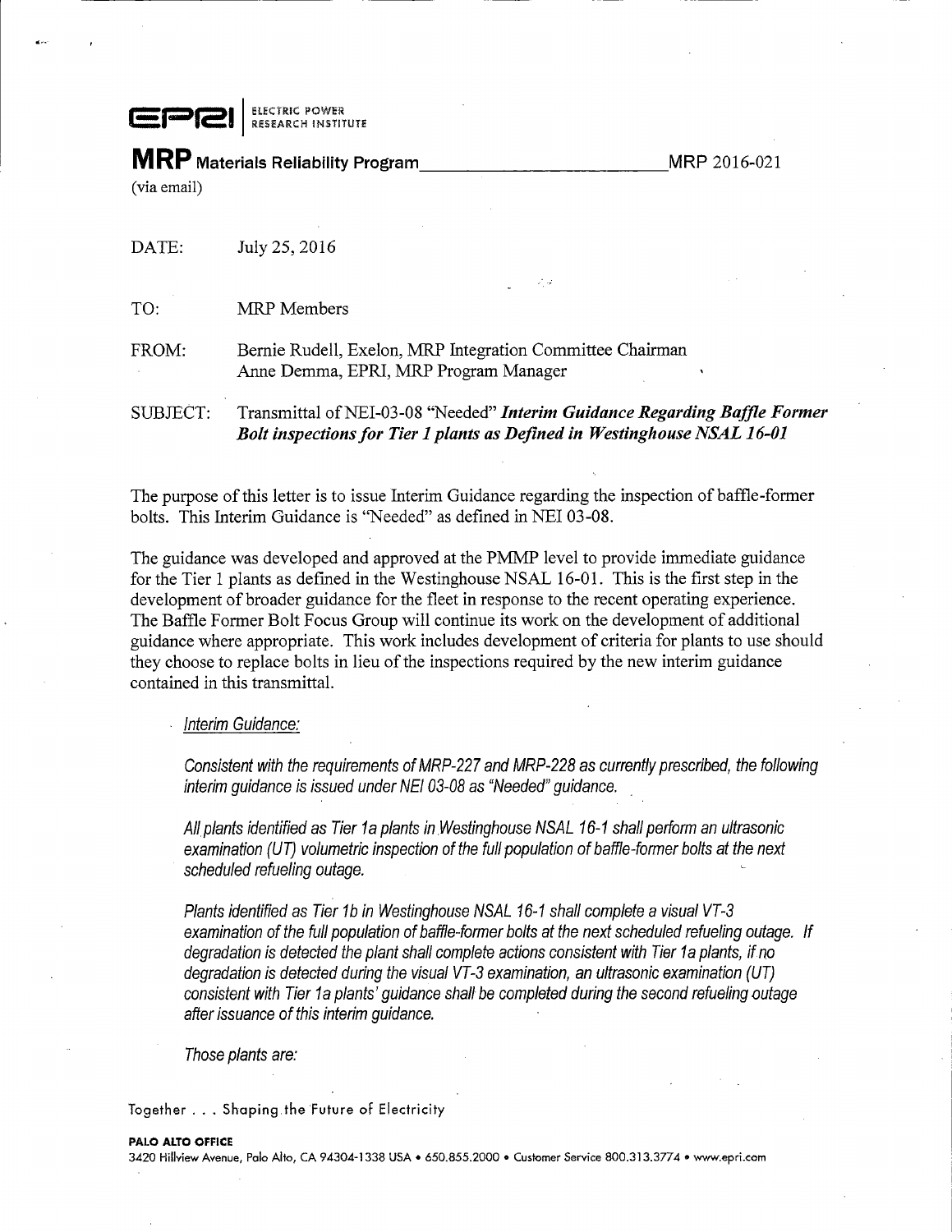**EPRI** | ELECTRIC POWER RESEARCH INSTITUTE

**MRP Materials Reliability Program** MRP 2016-021

(via email)

DATE: July 25, 2016

TO: MRP Members

FROM: Bernie Rudell, Exelon, MRP Integration Committee Chairman
Anne Demma, EPRI, MRP Program Manager

SUBJECT: Transmittal of NEI-03-08 "Needed" ***Interim Guidance Regarding Baffle Former Bolt inspections for Tier 1 plants as Defined in Westinghouse NSAL 16-01***

The purpose of this letter is to issue Interim Guidance regarding the inspection of baffle-former bolts. This Interim Guidance is "Needed" as defined in NEI 03-08.

The guidance was developed and approved at the PMMP level to provide immediate guidance for the Tier 1 plants as defined in the Westinghouse NSAL 16-01. This is the first step in the development of broader guidance for the fleet in response to the recent operating experience. The Baffle Former Bolt Focus Group will continue its work on the development of additional guidance where appropriate. This work includes development of criteria for plants to use should they choose to replace bolts in lieu of the inspections required by the new interim guidance contained in this transmittal.

*Interim Guidance:*

*Consistent with the requirements of MRP-227 and MRP-228 as currently prescribed, the following interim guidance is issued under NEI 03-08 as "Needed" guidance.*

*All plants identified as Tier 1a plants in Westinghouse NSAL 16-1 shall perform an ultrasonic examination (UT) volumetric inspection of the full population of baffle-former bolts at the next scheduled refueling outage.*

*Plants identified as Tier 1b in Westinghouse NSAL 16-1 shall complete a visual VT-3 examination of the full population of baffle-former bolts at the next scheduled refueling outage. If degradation is detected the plant shall complete actions consistent with Tier 1a plants, if no degradation is detected during the visual VT-3 examination, an ultrasonic examination (UT) consistent with Tier 1a plants' guidance shall be completed during the second refueling outage after issuance of this interim guidance.*

*Those plants are:*

Together . . . Shaping the Future of Electricity

**PALO ALTO OFFICE**
3420 Hillview Avenue, Palo Alto, CA 94304-1338 USA • 650.855.2000 • Customer Service 800.313.3774 • www.epri.com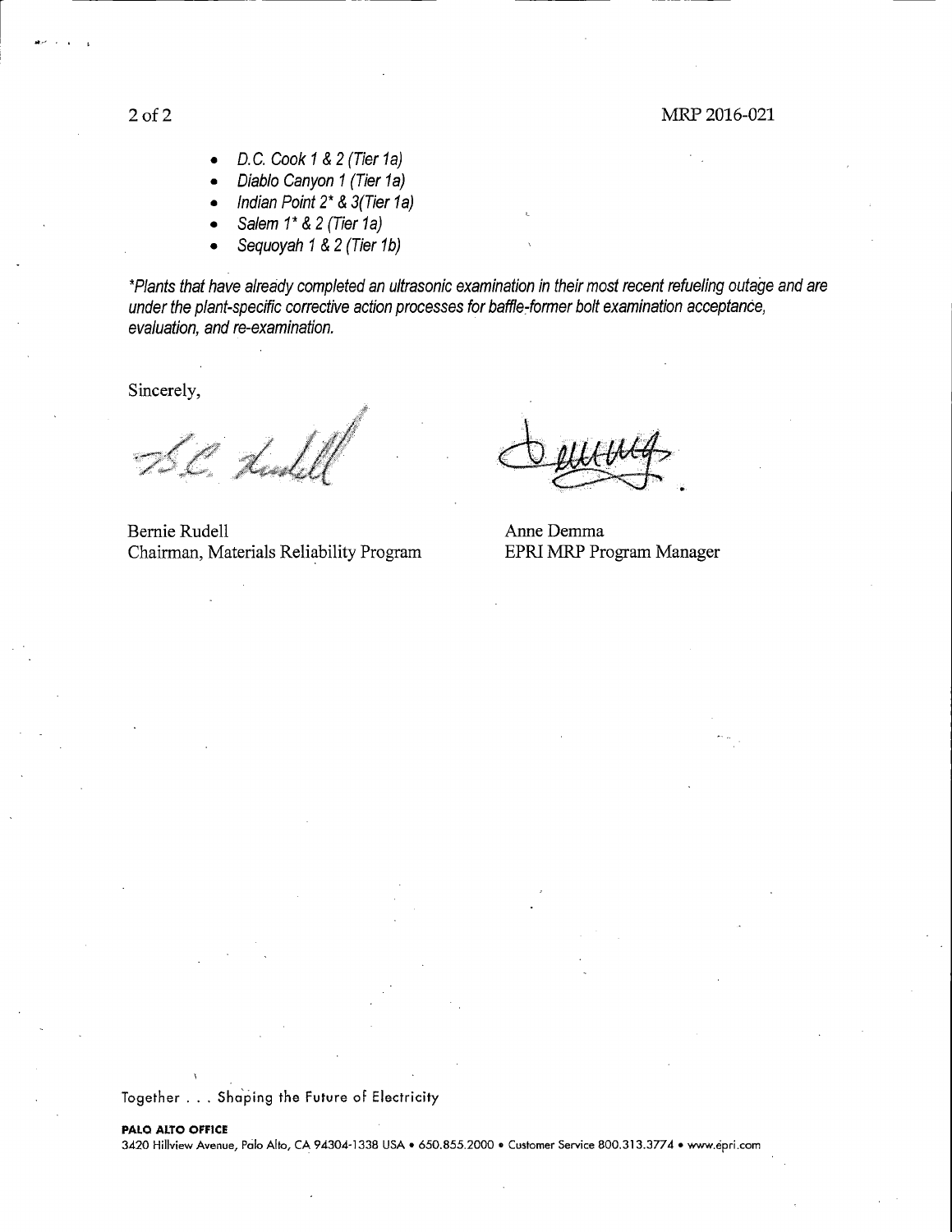- *D.C. Cook 1 & 2 (Tier 1a)*
- *Diablo Canyon 1 (Tier 1a)*
- *Indian Point 2* & 3(Tier 1a)*
- *Salem 1* & 2 (Tier 1a)*
- *Sequoyah 1 & 2 (Tier 1b)*

**Plants that have already completed an ultrasonic examination in their most recent refueling outage and are under the plant-specific corrective action processes for baffle-former bolt examination acceptance, evaluation, and re-examination.*

Sincerely,

Bernie Rudell
Chairman, Materials Reliability Program

Anne Demma
EPRI MRP Program Manager

Together . . . Shaping the Future of Electricity

**PALO ALTO OFFICE**
3420 Hillview Avenue, Palo Alto, CA 94304-1338 USA • 650.855.2000 • Customer Service 800.313.3774 • www.epri.com